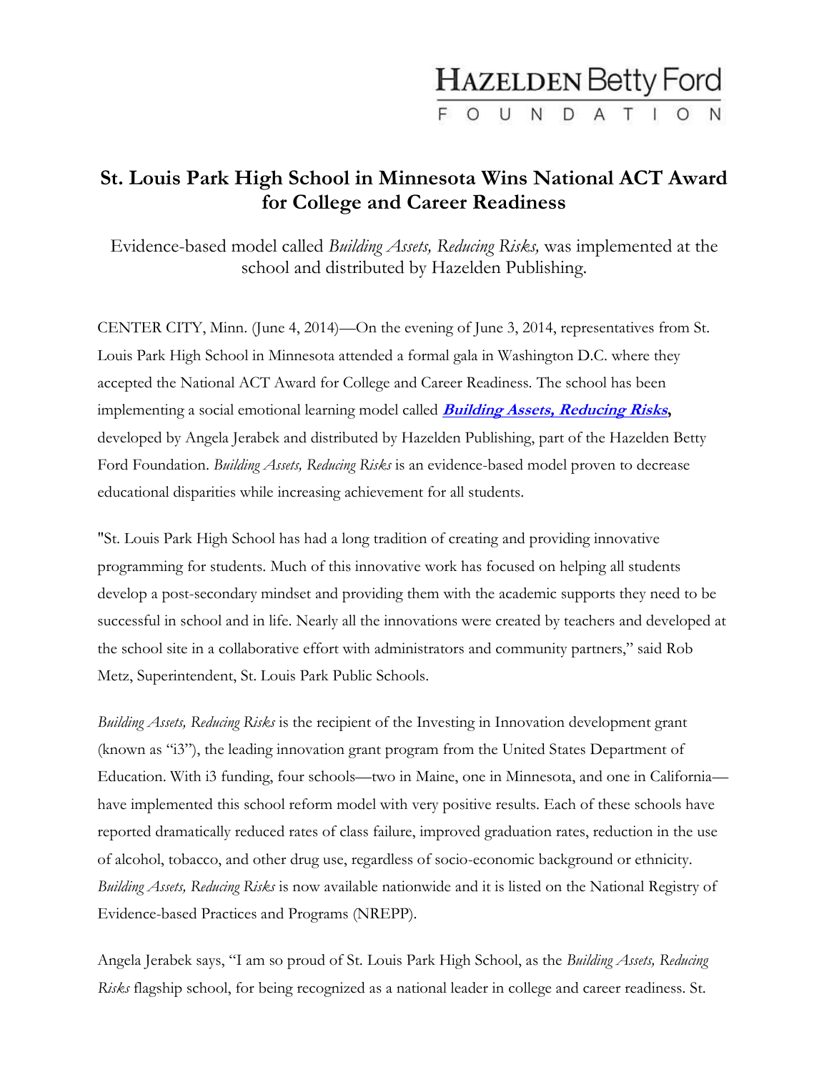HAZELDEN Betty Ford
FOUNDATION

# St. Louis Park High School in Minnesota Wins National ACT Award for College and Career Readiness

Evidence-based model called *Building Assets, Reducing Risks,* was implemented at the school and distributed by Hazelden Publishing.

CENTER CITY, Minn. (June 4, 2014)—On the evening of June 3, 2014, representatives from St. Louis Park High School in Minnesota attended a formal gala in Washington D.C. where they accepted the National ACT Award for College and Career Readiness. The school has been implementing a social emotional learning model called ***Building Assets, Reducing Risks*****,** developed by Angela Jerabek and distributed by Hazelden Publishing, part of the Hazelden Betty Ford Foundation. *Building Assets, Reducing Risks* is an evidence-based model proven to decrease educational disparities while increasing achievement for all students.

"St. Louis Park High School has had a long tradition of creating and providing innovative programming for students. Much of this innovative work has focused on helping all students develop a post-secondary mindset and providing them with the academic supports they need to be successful in school and in life. Nearly all the innovations were created by teachers and developed at the school site in a collaborative effort with administrators and community partners," said Rob Metz, Superintendent, St. Louis Park Public Schools.

*Building Assets, Reducing Risks* is the recipient of the Investing in Innovation development grant (known as "i3"), the leading innovation grant program from the United States Department of Education. With i3 funding, four schools—two in Maine, one in Minnesota, and one in California—have implemented this school reform model with very positive results. Each of these schools have reported dramatically reduced rates of class failure, improved graduation rates, reduction in the use of alcohol, tobacco, and other drug use, regardless of socio-economic background or ethnicity. *Building Assets, Reducing Risks* is now available nationwide and it is listed on the National Registry of Evidence-based Practices and Programs (NREPP).

Angela Jerabek says, "I am so proud of St. Louis Park High School, as the *Building Assets, Reducing Risks* flagship school, for being recognized as a national leader in college and career readiness. St.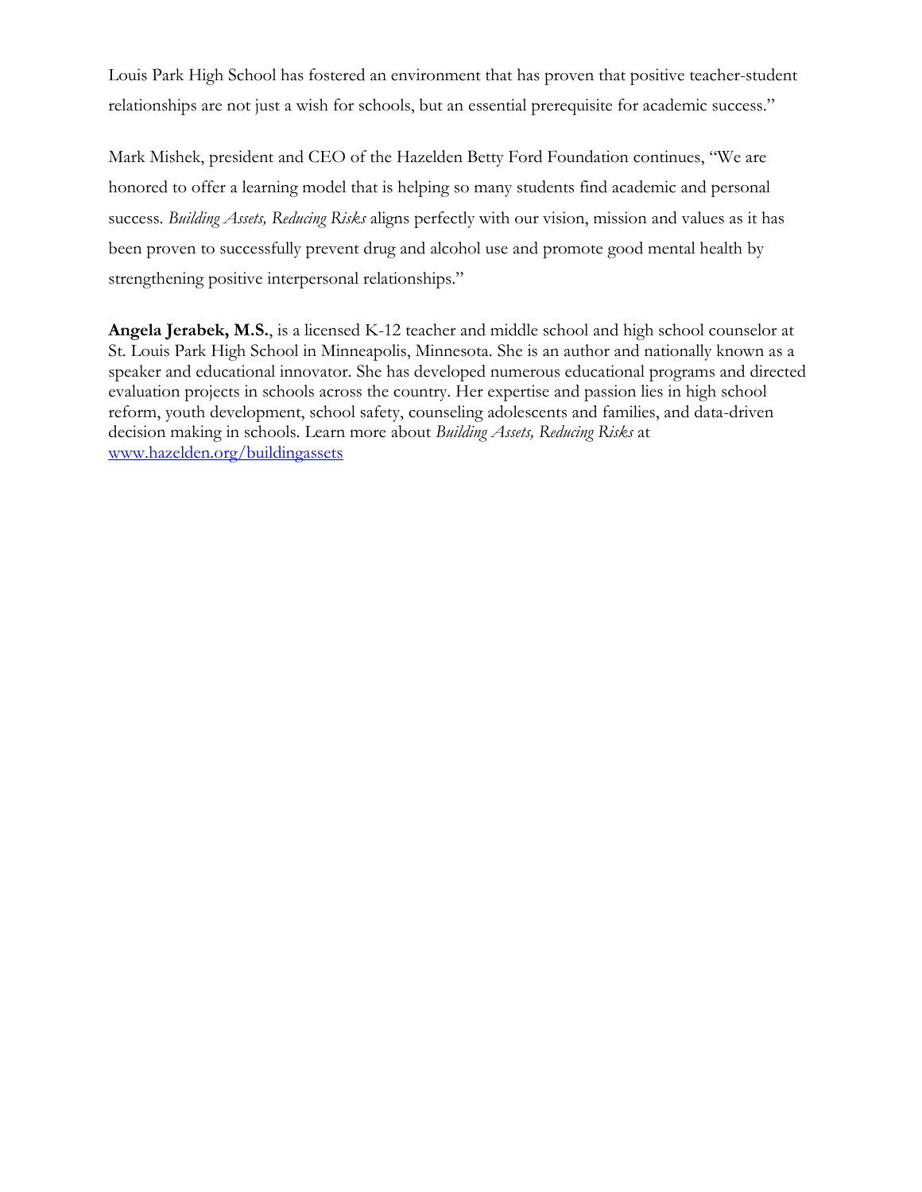Louis Park High School has fostered an environment that has proven that positive teacher-student relationships are not just a wish for schools, but an essential prerequisite for academic success."

Mark Mishek, president and CEO of the Hazelden Betty Ford Foundation continues, "We are honored to offer a learning model that is helping so many students find academic and personal success. *Building Assets, Reducing Risks* aligns perfectly with our vision, mission and values as it has been proven to successfully prevent drug and alcohol use and promote good mental health by strengthening positive interpersonal relationships."

**Angela Jerabek, M.S.**, is a licensed K-12 teacher and middle school and high school counselor at St. Louis Park High School in Minneapolis, Minnesota. She is an author and nationally known as a speaker and educational innovator. She has developed numerous educational programs and directed evaluation projects in schools across the country. Her expertise and passion lies in high school reform, youth development, school safety, counseling adolescents and families, and data-driven decision making in schools. Learn more about *Building Assets, Reducing Risks* at [www.hazelden.org/buildingassets](http://www.hazelden.org/buildingassets)